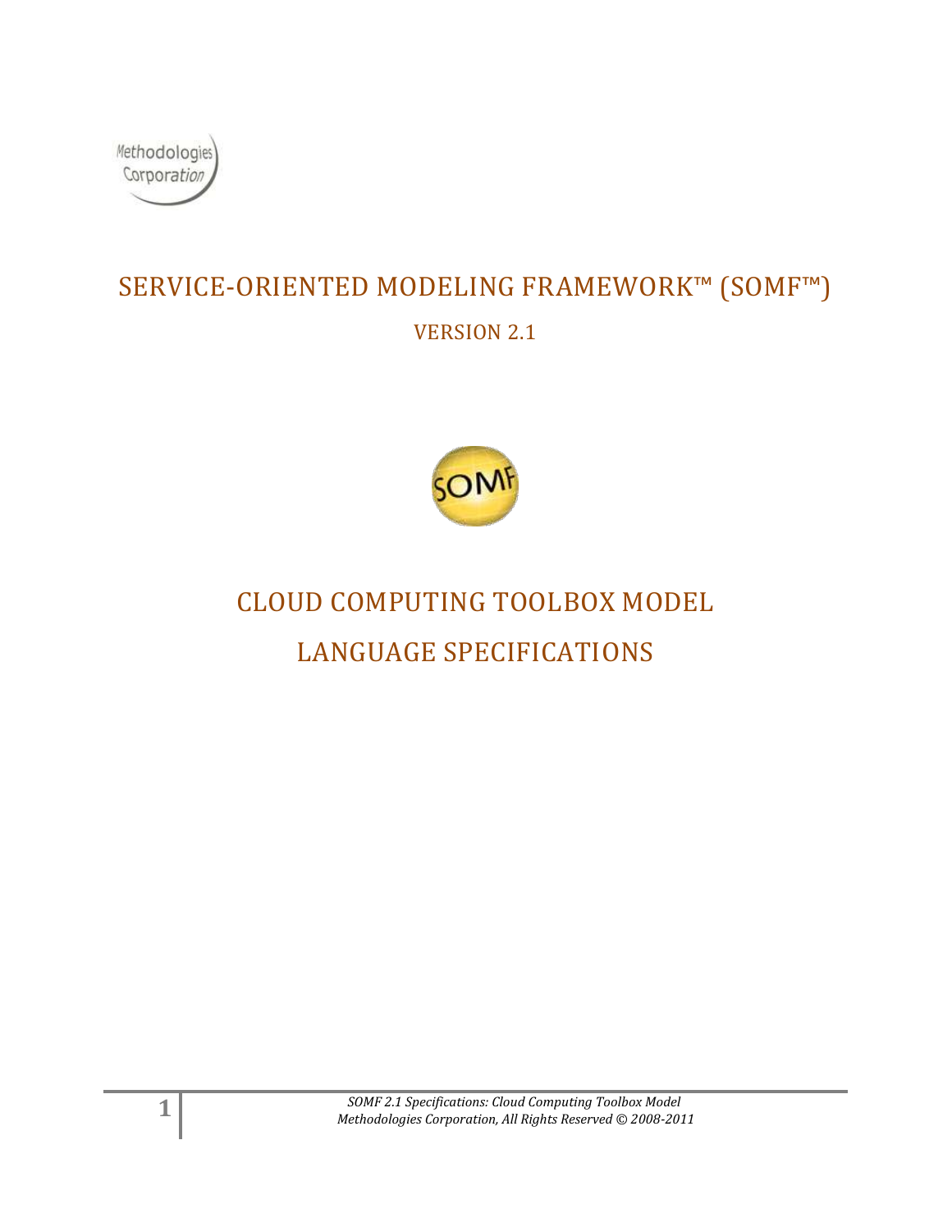Methodologies Corporation

# SERVICE-ORIENTED MODELING FRAMEWORK™ (SOMF™)

VERSION 2.1

SOMF

# CLOUD COMPUTING TOOLBOX MODEL

# LANGUAGE SPECIFICATIONS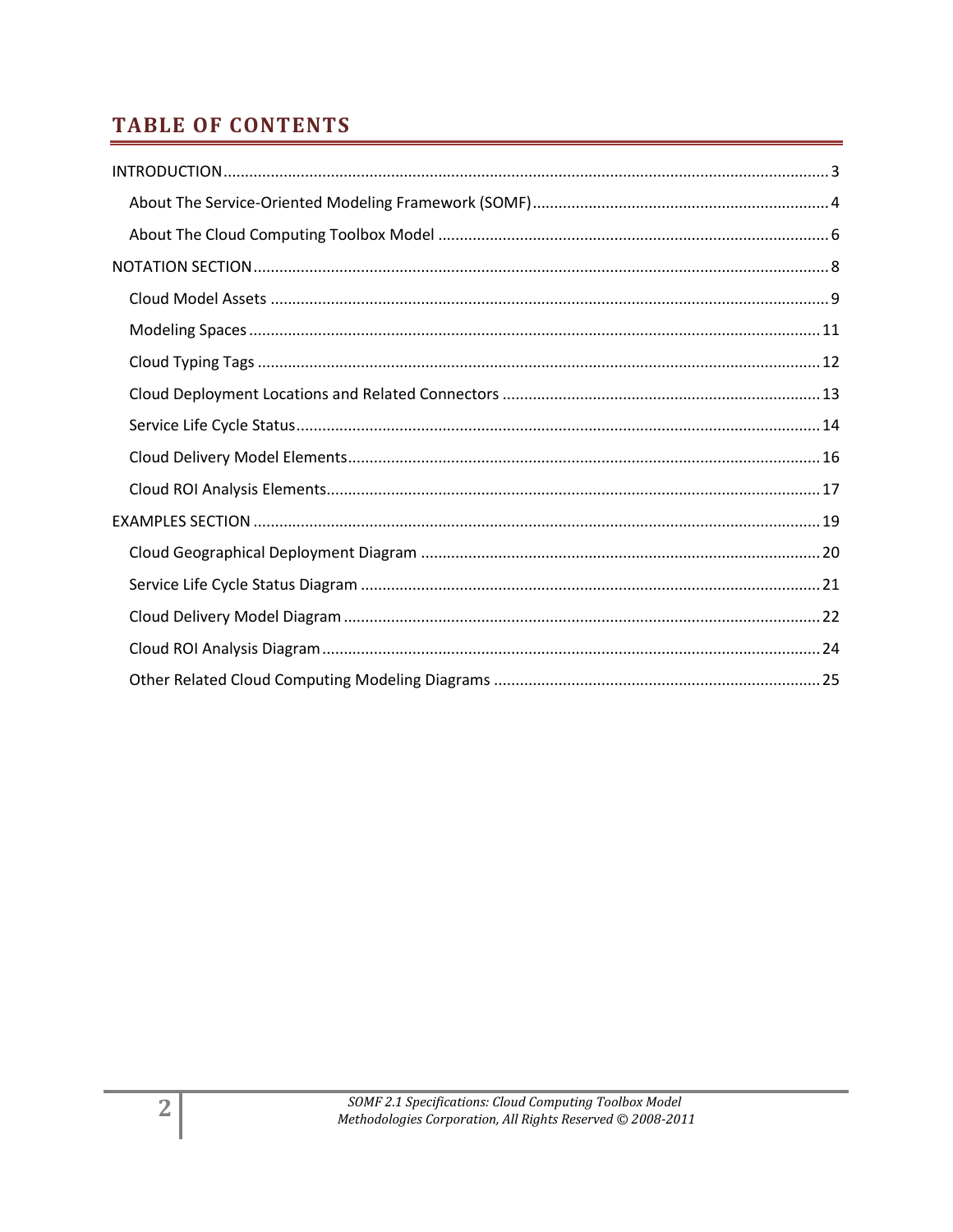# TABLE OF CONTENTS

INTRODUCTION ........................................................ 3

- About The Service-Oriented Modeling Framework (SOMF) ........................................................ 4
- About The Cloud Computing Toolbox Model ........................................................ 6

NOTATION SECTION ........................................................ 8

- Cloud Model Assets ........................................................ 9
- Modeling Spaces ........................................................ 11
- Cloud Typing Tags ........................................................ 12
- Cloud Deployment Locations and Related Connectors ........................................................ 13
- Service Life Cycle Status ........................................................ 14
- Cloud Delivery Model Elements ........................................................ 16
- Cloud ROI Analysis Elements ........................................................ 17

EXAMPLES SECTION ........................................................ 19

- Cloud Geographical Deployment Diagram ........................................................ 20
- Service Life Cycle Status Diagram ........................................................ 21
- Cloud Delivery Model Diagram ........................................................ 22
- Cloud ROI Analysis Diagram ........................................................ 24
- Other Related Cloud Computing Modeling Diagrams ........................................................ 25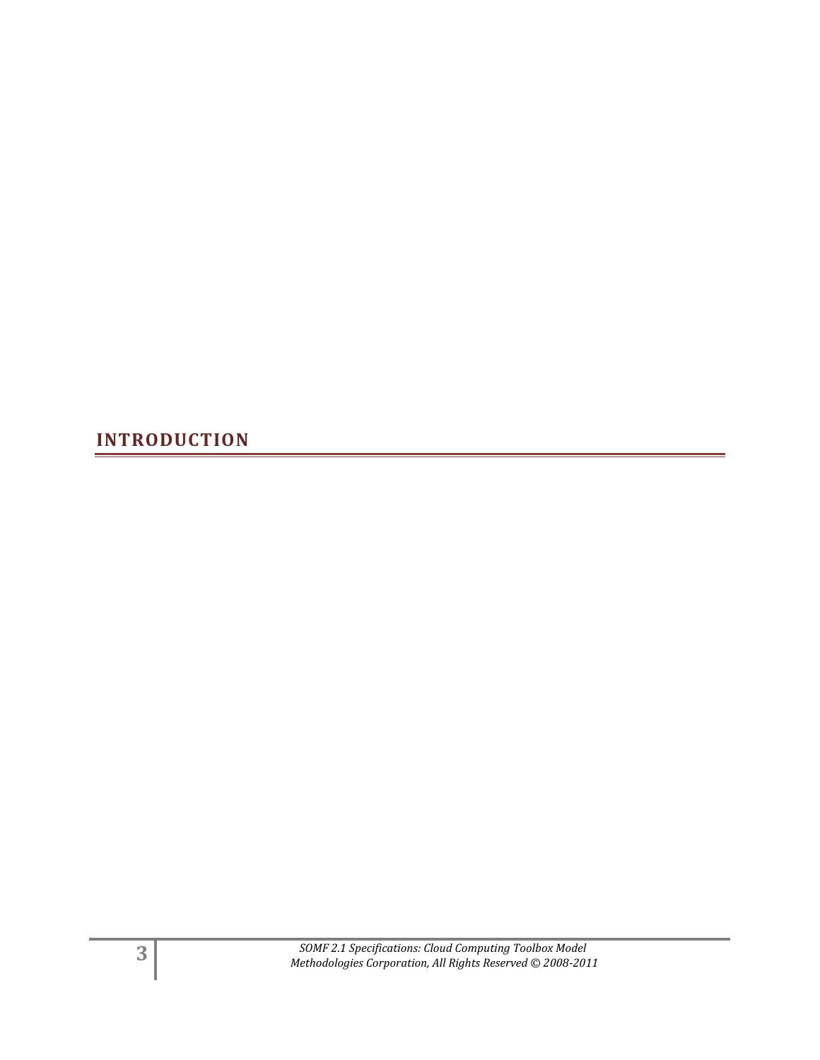# INTRODUCTION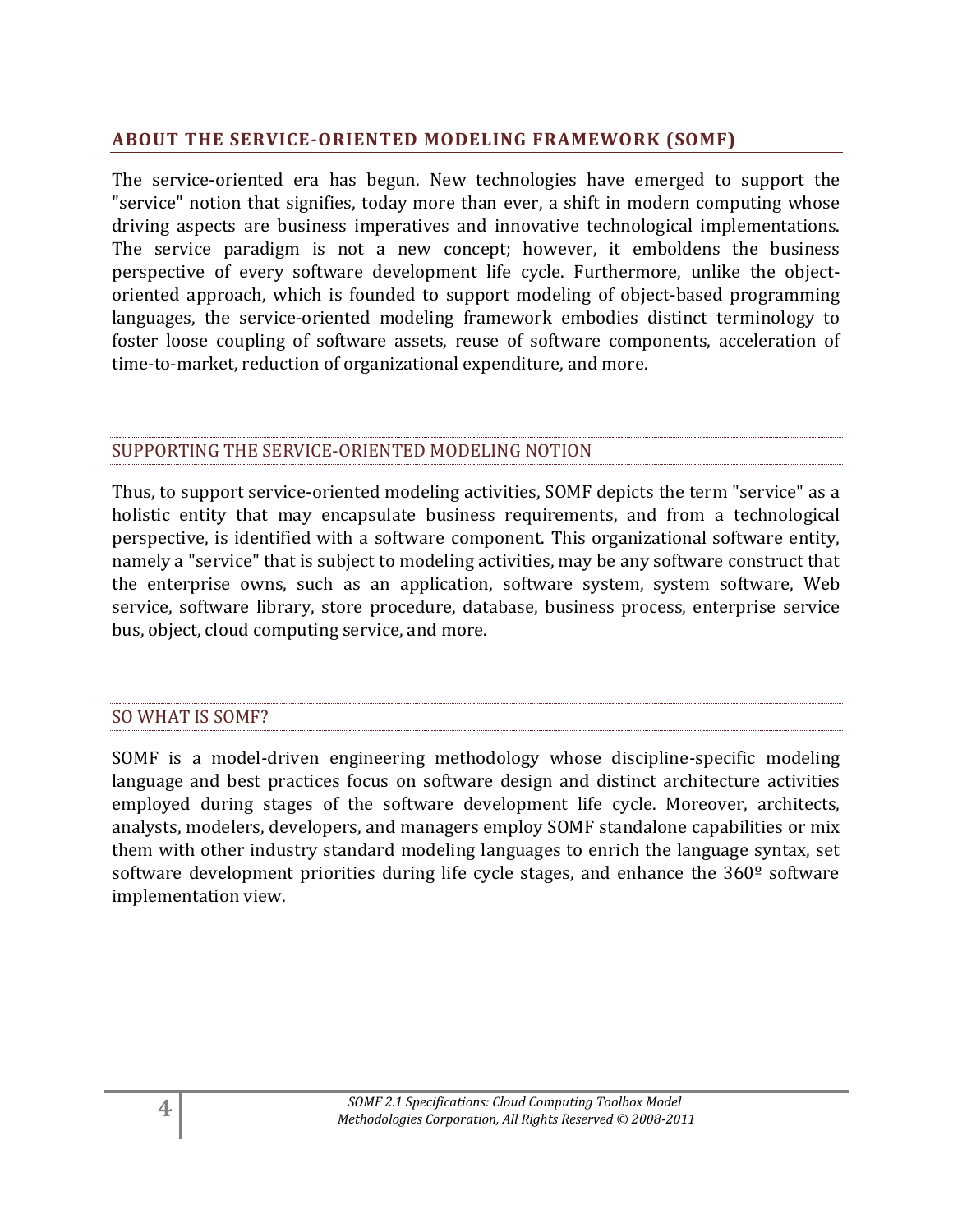## ABOUT THE SERVICE-ORIENTED MODELING FRAMEWORK (SOMF)

The service-oriented era has begun. New technologies have emerged to support the "service" notion that signifies, today more than ever, a shift in modern computing whose driving aspects are business imperatives and innovative technological implementations. The service paradigm is not a new concept; however, it emboldens the business perspective of every software development life cycle. Furthermore, unlike the object-oriented approach, which is founded to support modeling of object-based programming languages, the service-oriented modeling framework embodies distinct terminology to foster loose coupling of software assets, reuse of software components, acceleration of time-to-market, reduction of organizational expenditure, and more.

### SUPPORTING THE SERVICE-ORIENTED MODELING NOTION

Thus, to support service-oriented modeling activities, SOMF depicts the term "service" as a holistic entity that may encapsulate business requirements, and from a technological perspective, is identified with a software component. This organizational software entity, namely a "service" that is subject to modeling activities, may be any software construct that the enterprise owns, such as an application, software system, system software, Web service, software library, store procedure, database, business process, enterprise service bus, object, cloud computing service, and more.

### SO WHAT IS SOMF?

SOMF is a model-driven engineering methodology whose discipline-specific modeling language and best practices focus on software design and distinct architecture activities employed during stages of the software development life cycle. Moreover, architects, analysts, modelers, developers, and managers employ SOMF standalone capabilities or mix them with other industry standard modeling languages to enrich the language syntax, set software development priorities during life cycle stages, and enhance the 360º software implementation view.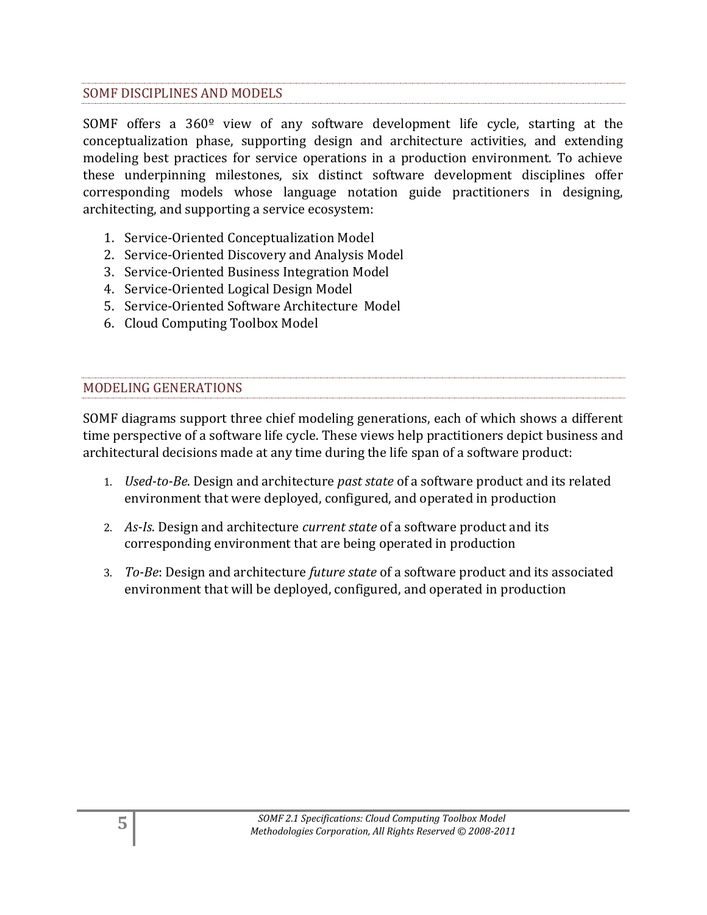## SOMF DISCIPLINES AND MODELS

SOMF offers a 360º view of any software development life cycle, starting at the conceptualization phase, supporting design and architecture activities, and extending modeling best practices for service operations in a production environment. To achieve these underpinning milestones, six distinct software development disciplines offer corresponding models whose language notation guide practitioners in designing, architecting, and supporting a service ecosystem:

1. Service-Oriented Conceptualization Model
2. Service-Oriented Discovery and Analysis Model
3. Service-Oriented Business Integration Model
4. Service-Oriented Logical Design Model
5. Service-Oriented Software Architecture Model
6. Cloud Computing Toolbox Model

## MODELING GENERATIONS

SOMF diagrams support three chief modeling generations, each of which shows a different time perspective of a software life cycle. These views help practitioners depict business and architectural decisions made at any time during the life span of a software product:

1. *Used-to-Be*. Design and architecture *past state* of a software product and its related environment that were deployed, configured, and operated in production
2. *As-Is*. Design and architecture *current state* of a software product and its corresponding environment that are being operated in production
3. *To-Be*: Design and architecture *future state* of a software product and its associated environment that will be deployed, configured, and operated in production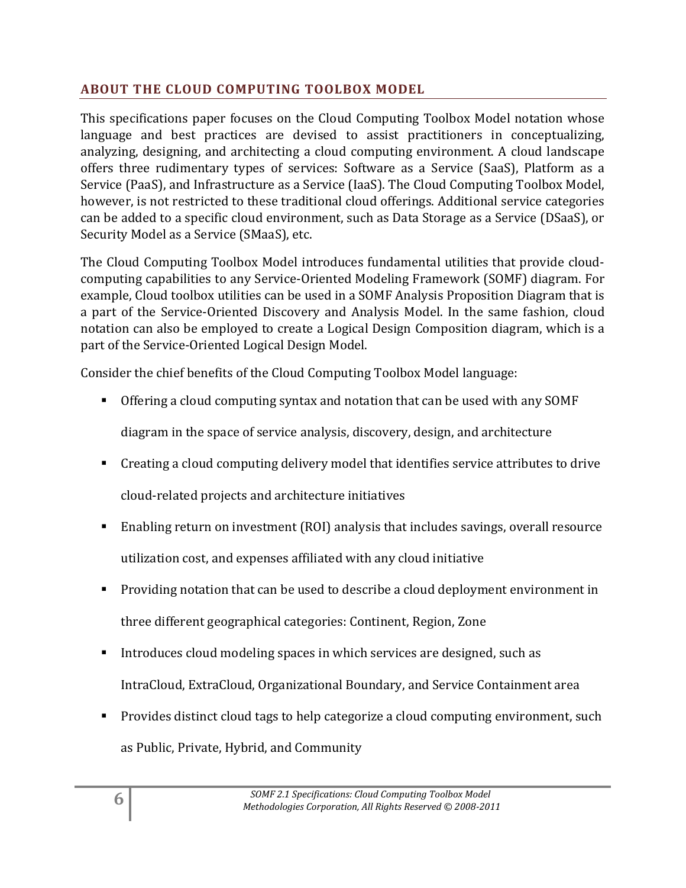## ABOUT THE CLOUD COMPUTING TOOLBOX MODEL

This specifications paper focuses on the Cloud Computing Toolbox Model notation whose language and best practices are devised to assist practitioners in conceptualizing, analyzing, designing, and architecting a cloud computing environment. A cloud landscape offers three rudimentary types of services: Software as a Service (SaaS), Platform as a Service (PaaS), and Infrastructure as a Service (IaaS). The Cloud Computing Toolbox Model, however, is not restricted to these traditional cloud offerings. Additional service categories can be added to a specific cloud environment, such as Data Storage as a Service (DSaaS), or Security Model as a Service (SMaaS), etc.

The Cloud Computing Toolbox Model introduces fundamental utilities that provide cloud-computing capabilities to any Service-Oriented Modeling Framework (SOMF) diagram. For example, Cloud toolbox utilities can be used in a SOMF Analysis Proposition Diagram that is a part of the Service-Oriented Discovery and Analysis Model. In the same fashion, cloud notation can also be employed to create a Logical Design Composition diagram, which is a part of the Service-Oriented Logical Design Model.

Consider the chief benefits of the Cloud Computing Toolbox Model language:

- Offering a cloud computing syntax and notation that can be used with any SOMF diagram in the space of service analysis, discovery, design, and architecture
- Creating a cloud computing delivery model that identifies service attributes to drive cloud-related projects and architecture initiatives
- Enabling return on investment (ROI) analysis that includes savings, overall resource utilization cost, and expenses affiliated with any cloud initiative
- Providing notation that can be used to describe a cloud deployment environment in three different geographical categories: Continent, Region, Zone
- Introduces cloud modeling spaces in which services are designed, such as IntraCloud, ExtraCloud, Organizational Boundary, and Service Containment area
- Provides distinct cloud tags to help categorize a cloud computing environment, such as Public, Private, Hybrid, and Community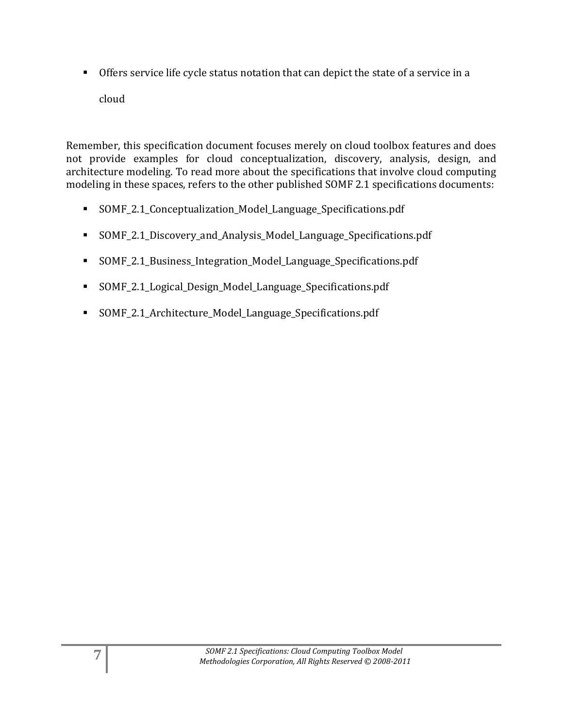- Offers service life cycle status notation that can depict the state of a service in a cloud

Remember, this specification document focuses merely on cloud toolbox features and does not provide examples for cloud conceptualization, discovery, analysis, design, and architecture modeling. To read more about the specifications that involve cloud computing modeling in these spaces, refers to the other published SOMF 2.1 specifications documents:

- SOMF_2.1_Conceptualization_Model_Language_Specifications.pdf
- SOMF_2.1_Discovery_and_Analysis_Model_Language_Specifications.pdf
- SOMF_2.1_Business_Integration_Model_Language_Specifications.pdf
- SOMF_2.1_Logical_Design_Model_Language_Specifications.pdf
- SOMF_2.1_Architecture_Model_Language_Specifications.pdf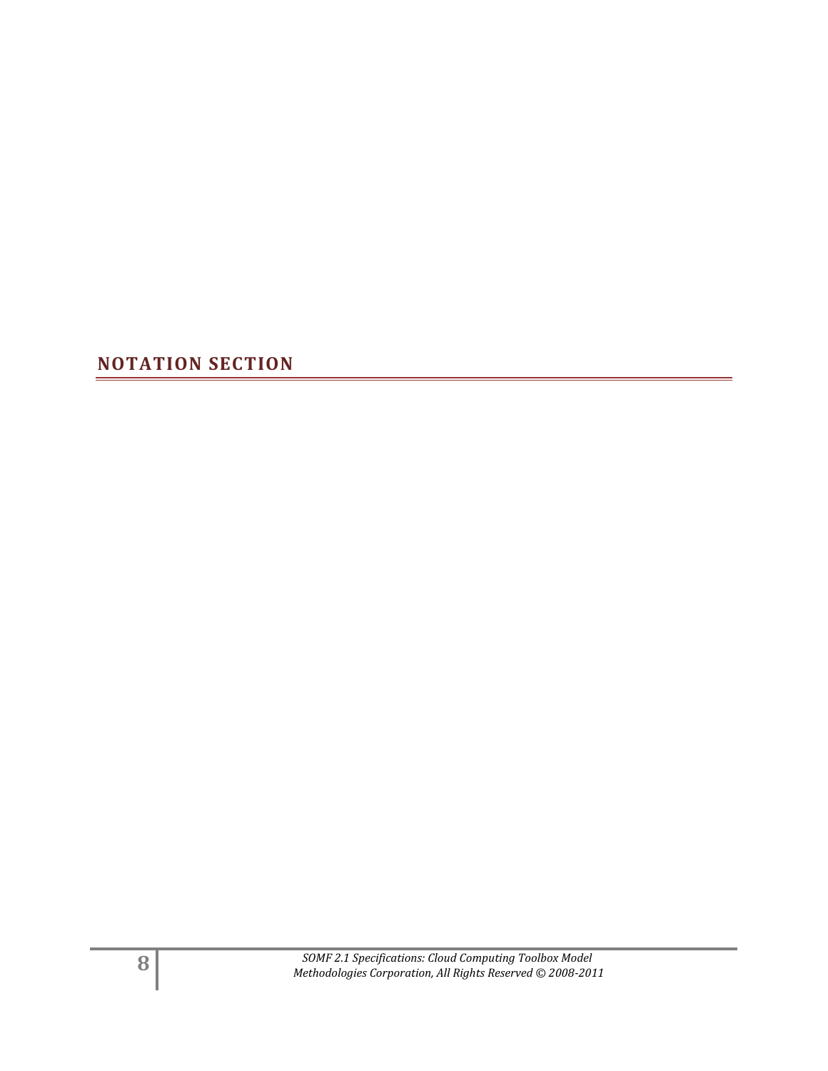# NOTATION SECTION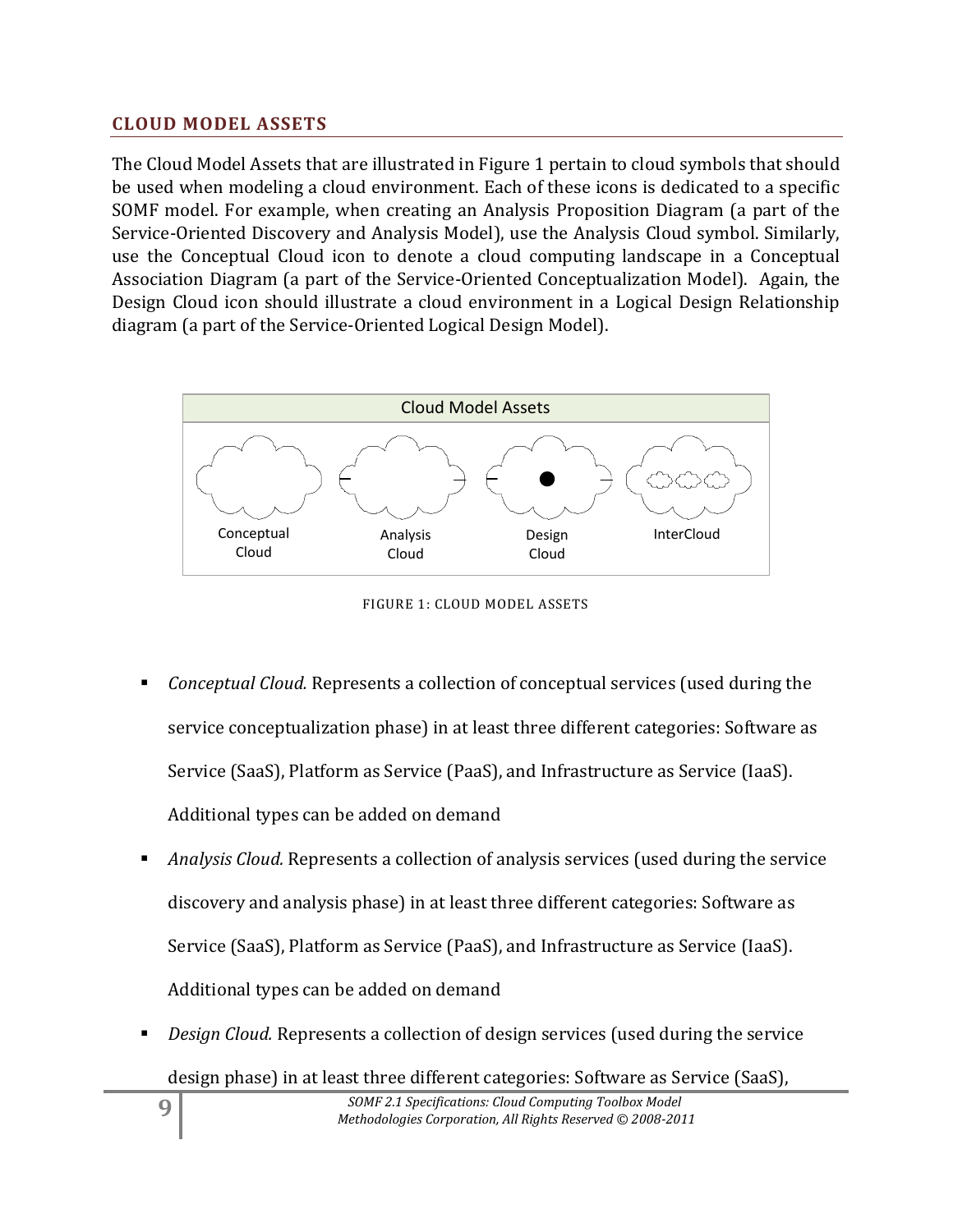## CLOUD MODEL ASSETS

The Cloud Model Assets that are illustrated in Figure 1 pertain to cloud symbols that should be used when modeling a cloud environment. Each of these icons is dedicated to a specific SOMF model. For example, when creating an Analysis Proposition Diagram (a part of the Service-Oriented Discovery and Analysis Model), use the Analysis Cloud symbol. Similarly, use the Conceptual Cloud icon to denote a cloud computing landscape in a Conceptual Association Diagram (a part of the Service-Oriented Conceptualization Model). Again, the Design Cloud icon should illustrate a cloud environment in a Logical Design Relationship diagram (a part of the Service-Oriented Logical Design Model).

Cloud Model Assets

Conceptual Cloud | Analysis Cloud | Design Cloud | InterCloud

FIGURE 1: CLOUD MODEL ASSETS

- *Conceptual Cloud.* Represents a collection of conceptual services (used during the service conceptualization phase) in at least three different categories: Software as Service (SaaS), Platform as Service (PaaS), and Infrastructure as Service (IaaS). Additional types can be added on demand
- *Analysis Cloud.* Represents a collection of analysis services (used during the service discovery and analysis phase) in at least three different categories: Software as Service (SaaS), Platform as Service (PaaS), and Infrastructure as Service (IaaS). Additional types can be added on demand
- *Design Cloud.* Represents a collection of design services (used during the service design phase) in at least three different categories: Software as Service (SaaS),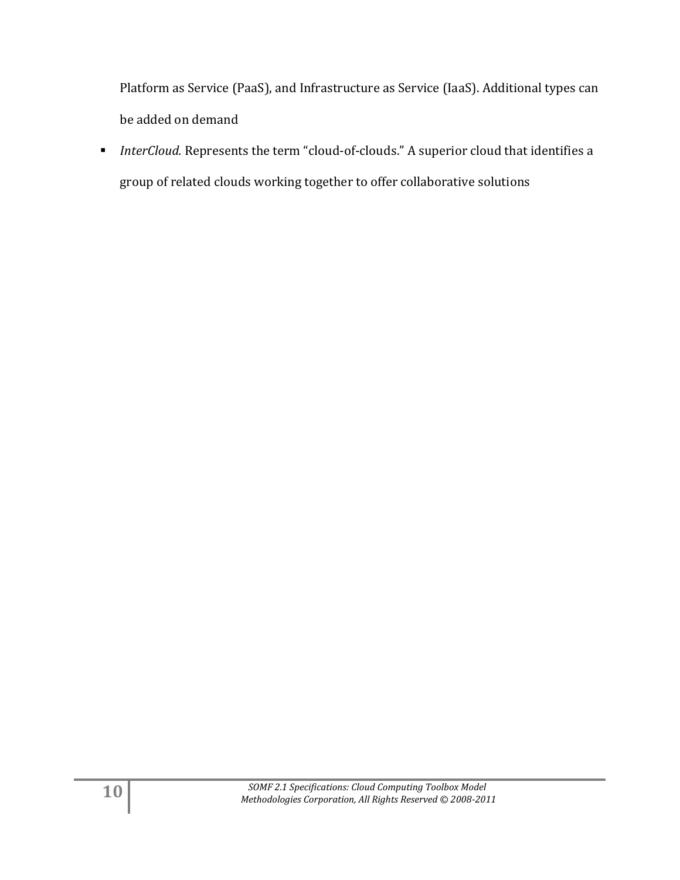Platform as Service (PaaS), and Infrastructure as Service (IaaS). Additional types can be added on demand

- *InterCloud.* Represents the term "cloud-of-clouds." A superior cloud that identifies a group of related clouds working together to offer collaborative solutions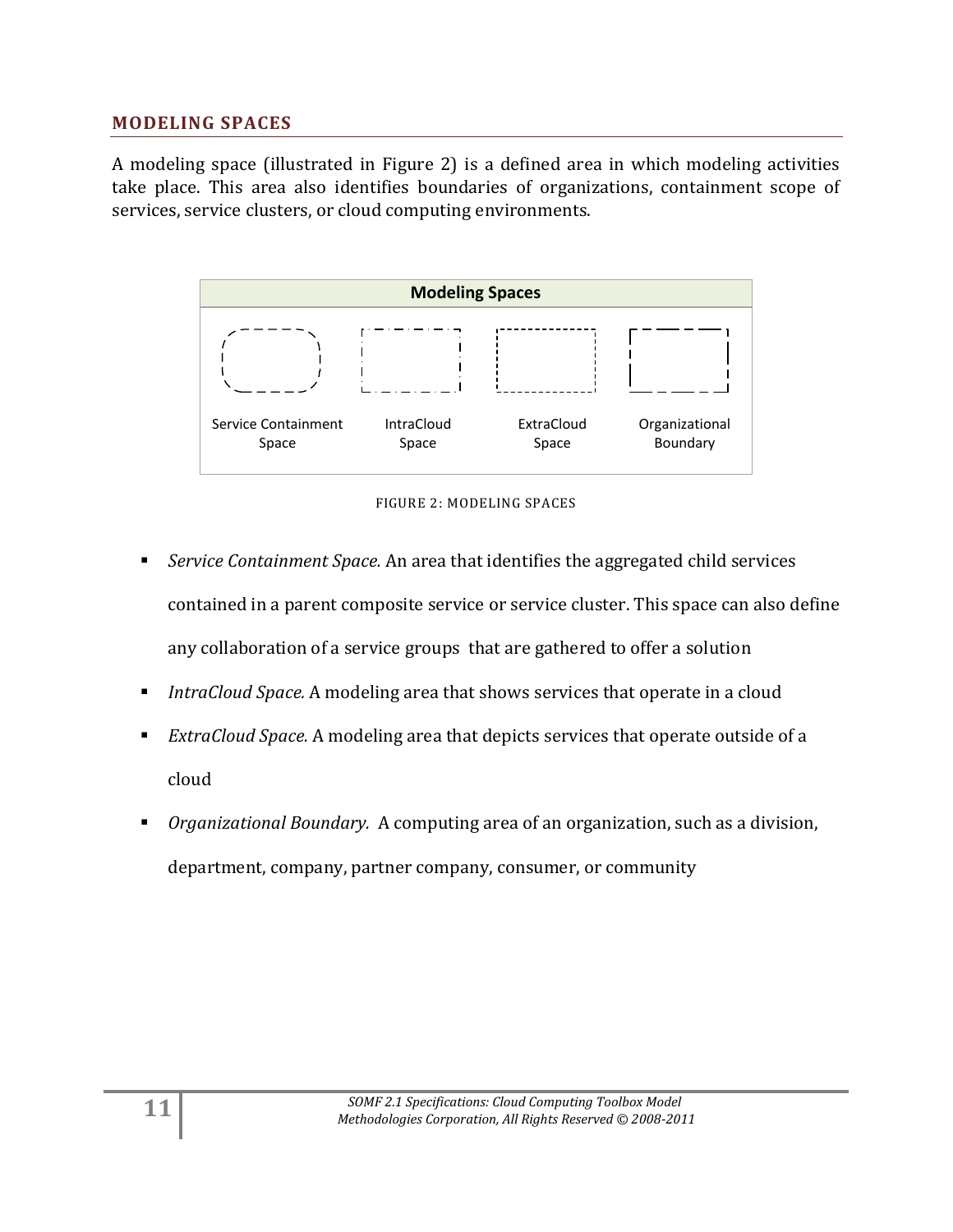## MODELING SPACES

A modeling space (illustrated in Figure 2) is a defined area in which modeling activities take place. This area also identifies boundaries of organizations, containment scope of services, service clusters, or cloud computing environments.

| Modeling Spaces | | | |
|---|---|---|---|
| Service Containment Space | IntraCloud Space | ExtraCloud Space | Organizational Boundary |

FIGURE 2: MODELING SPACES

- *Service Containment Space.* An area that identifies the aggregated child services contained in a parent composite service or service cluster. This space can also define any collaboration of a service groups that are gathered to offer a solution
- *IntraCloud Space.* A modeling area that shows services that operate in a cloud
- *ExtraCloud Space.* A modeling area that depicts services that operate outside of a cloud
- *Organizational Boundary.* A computing area of an organization, such as a division, department, company, partner company, consumer, or community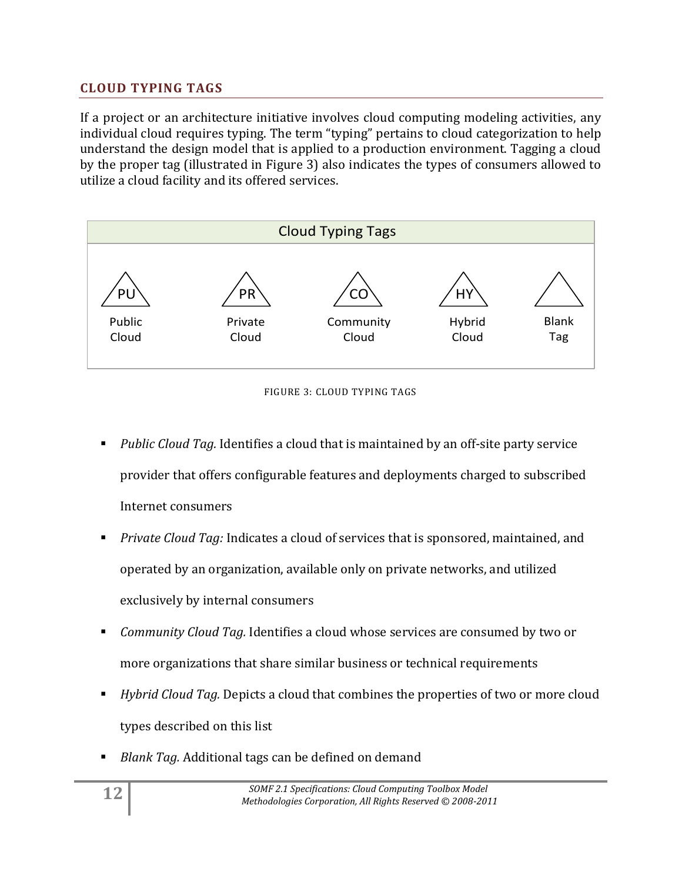## CLOUD TYPING TAGS

If a project or an architecture initiative involves cloud computing modeling activities, any individual cloud requires typing. The term "typing" pertains to cloud categorization to help understand the design model that is applied to a production environment. Tagging a cloud by the proper tag (illustrated in Figure 3) also indicates the types of consumers allowed to utilize a cloud facility and its offered services.

| Cloud Typing Tags | | | | |
|---|---|---|---|---|
| PU | PR | CO | HY | |
| Public Cloud | Private Cloud | Community Cloud | Hybrid Cloud | Blank Tag |

FIGURE 3: CLOUD TYPING TAGS

- *Public Cloud Tag.* Identifies a cloud that is maintained by an off-site party service provider that offers configurable features and deployments charged to subscribed Internet consumers
- *Private Cloud Tag:* Indicates a cloud of services that is sponsored, maintained, and operated by an organization, available only on private networks, and utilized exclusively by internal consumers
- *Community Cloud Tag.* Identifies a cloud whose services are consumed by two or more organizations that share similar business or technical requirements
- *Hybrid Cloud Tag.* Depicts a cloud that combines the properties of two or more cloud types described on this list
- *Blank Tag.* Additional tags can be defined on demand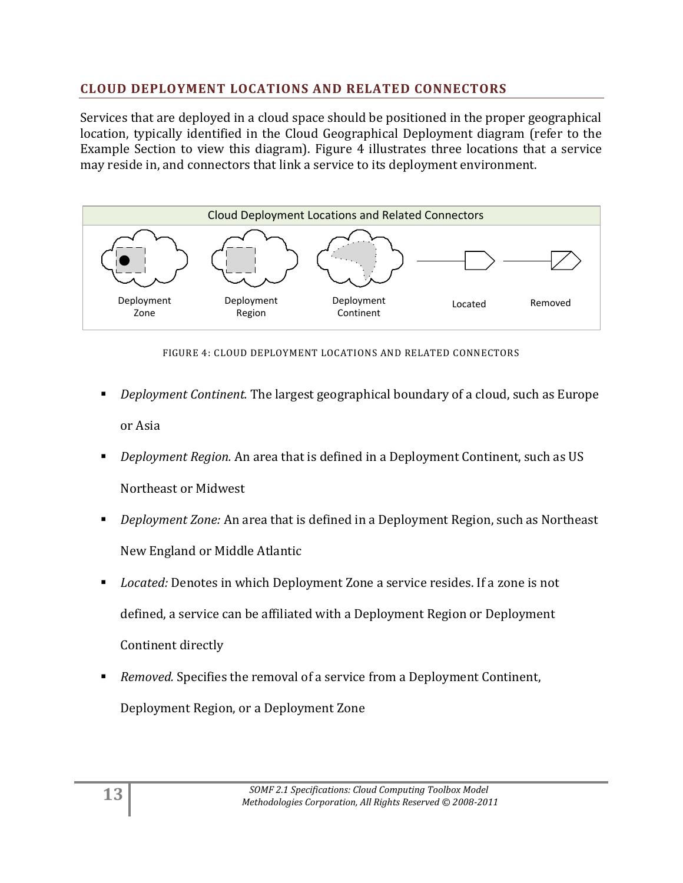## CLOUD DEPLOYMENT LOCATIONS AND RELATED CONNECTORS

Services that are deployed in a cloud space should be positioned in the proper geographical location, typically identified in the Cloud Geographical Deployment diagram (refer to the Example Section to view this diagram). Figure 4 illustrates three locations that a service may reside in, and connectors that link a service to its deployment environment.

Cloud Deployment Locations and Related Connectors

Deployment Zone | Deployment Region | Deployment Continent | Located | Removed

FIGURE 4: CLOUD DEPLOYMENT LOCATIONS AND RELATED CONNECTORS

- *Deployment Continent.* The largest geographical boundary of a cloud, such as Europe or Asia
- *Deployment Region.* An area that is defined in a Deployment Continent, such as US Northeast or Midwest
- *Deployment Zone:* An area that is defined in a Deployment Region, such as Northeast New England or Middle Atlantic
- *Located:* Denotes in which Deployment Zone a service resides. If a zone is not defined, a service can be affiliated with a Deployment Region or Deployment Continent directly
- *Removed.* Specifies the removal of a service from a Deployment Continent, Deployment Region, or a Deployment Zone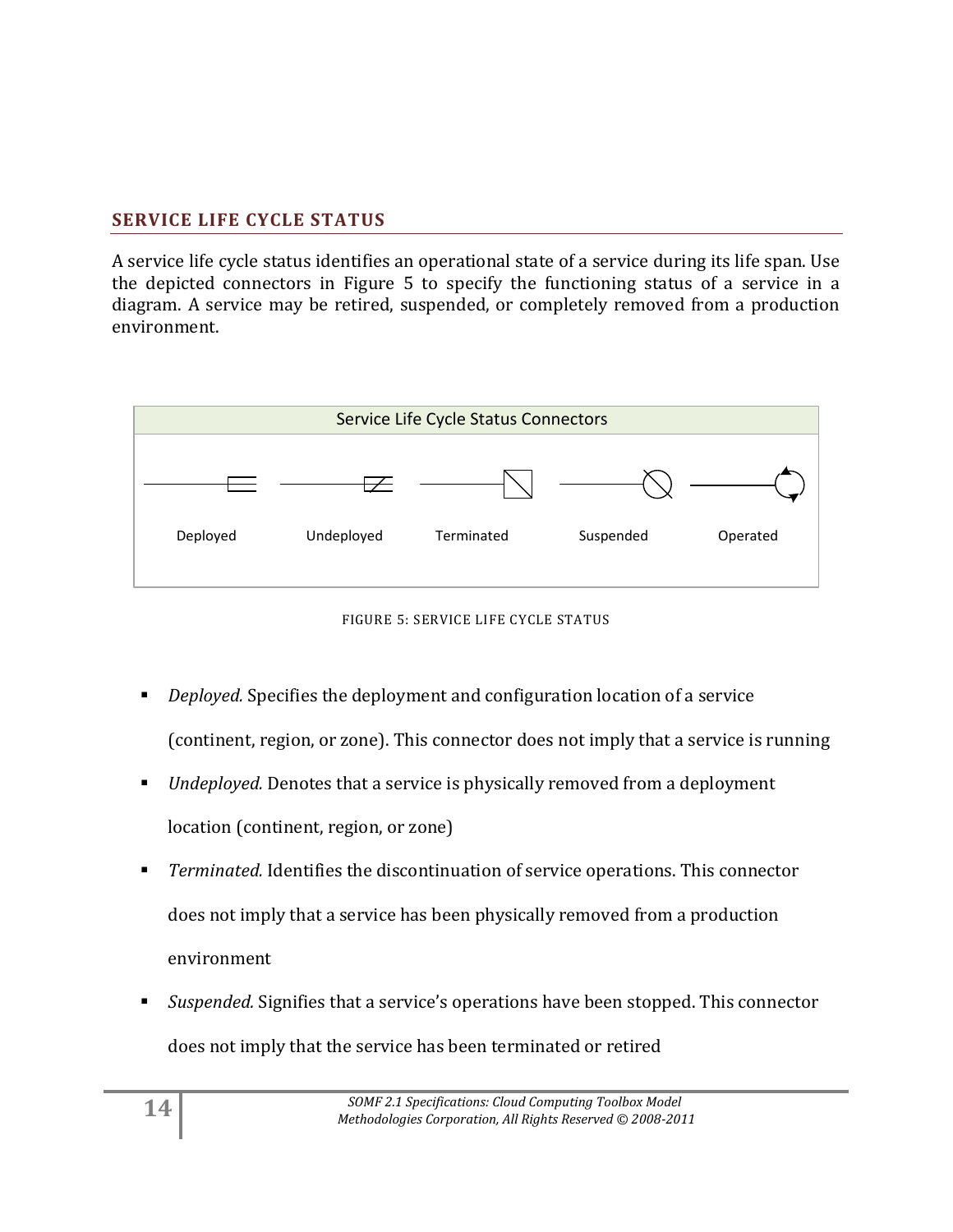## SERVICE LIFE CYCLE STATUS

A service life cycle status identifies an operational state of a service during its life span. Use the depicted connectors in Figure 5 to specify the functioning status of a service in a diagram. A service may be retired, suspended, or completely removed from a production environment.

Service Life Cycle Status Connectors

Deployed Undeployed Terminated Suspended Operated

FIGURE 5: SERVICE LIFE CYCLE STATUS

- *Deployed.* Specifies the deployment and configuration location of a service (continent, region, or zone). This connector does not imply that a service is running
- *Undeployed.* Denotes that a service is physically removed from a deployment location (continent, region, or zone)
- *Terminated.* Identifies the discontinuation of service operations. This connector does not imply that a service has been physically removed from a production environment
- *Suspended.* Signifies that a service's operations have been stopped. This connector does not imply that the service has been terminated or retired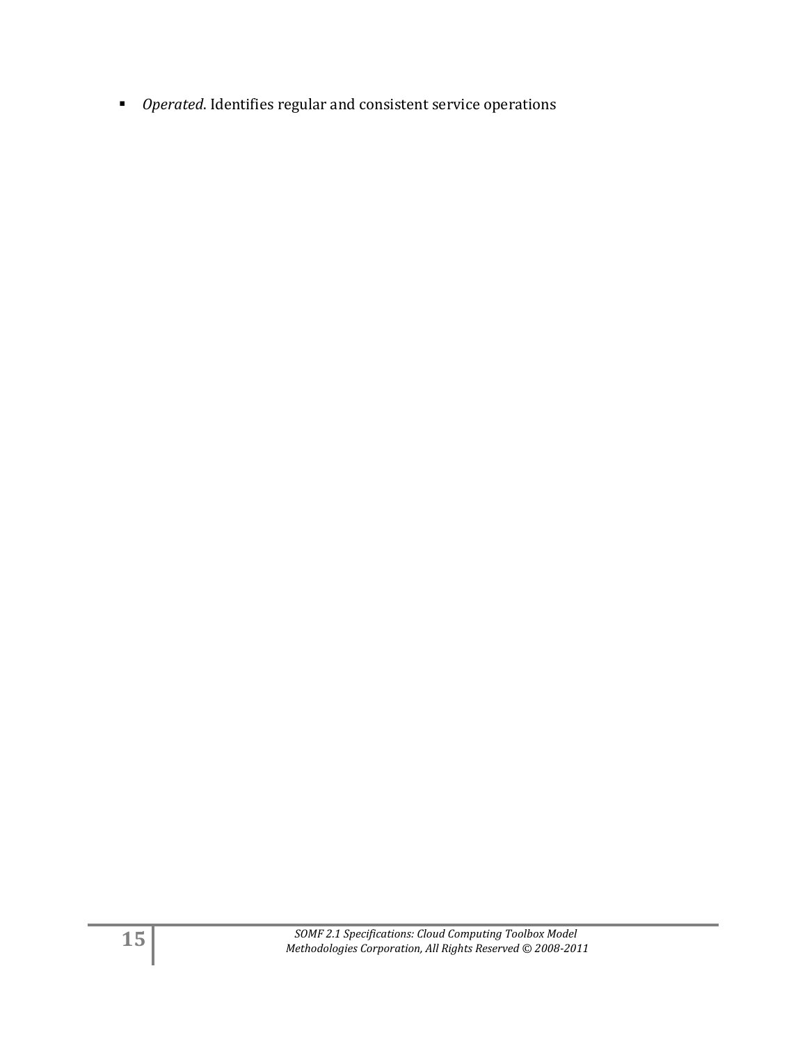- *Operated*. Identifies regular and consistent service operations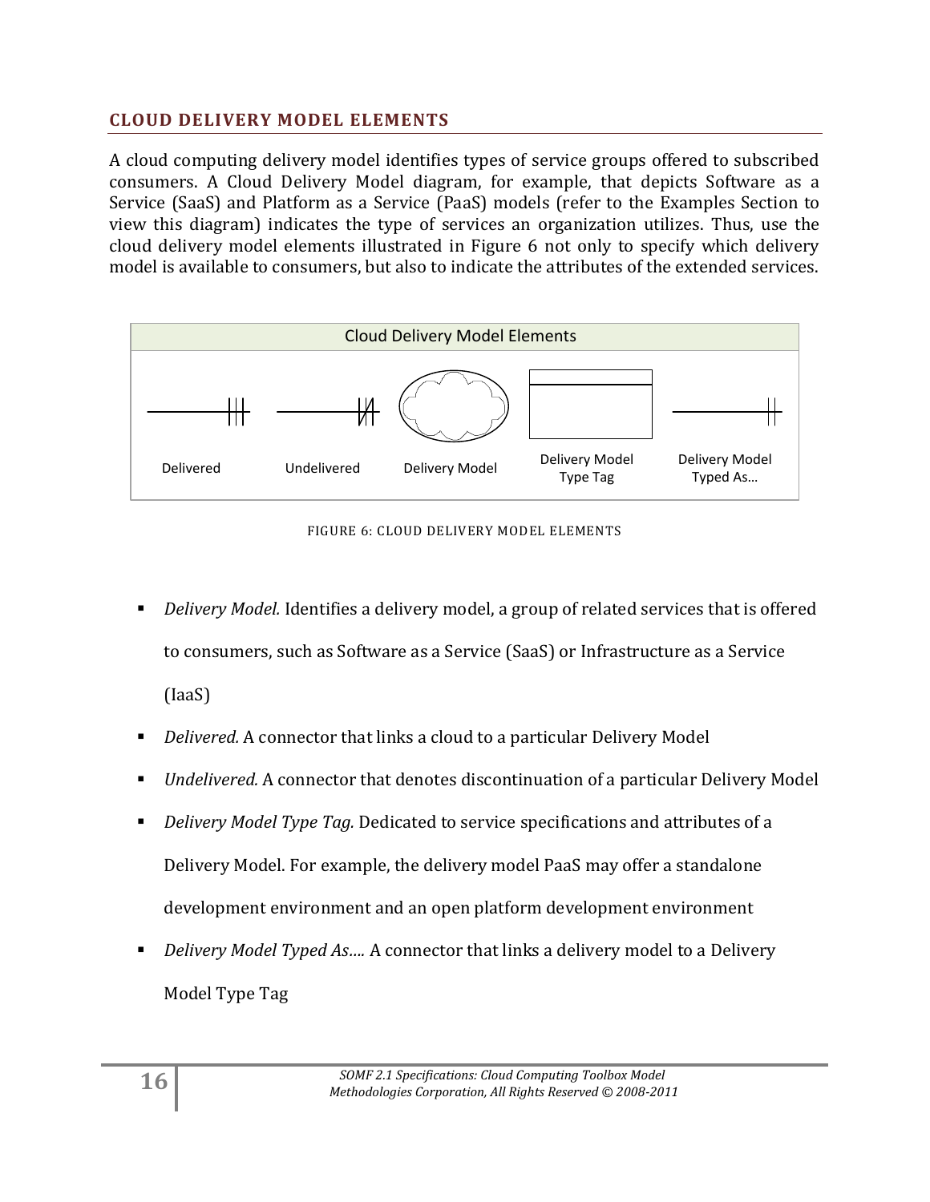## CLOUD DELIVERY MODEL ELEMENTS

A cloud computing delivery model identifies types of service groups offered to subscribed consumers. A Cloud Delivery Model diagram, for example, that depicts Software as a Service (SaaS) and Platform as a Service (PaaS) models (refer to the Examples Section to view this diagram) indicates the type of services an organization utilizes. Thus, use the cloud delivery model elements illustrated in Figure 6 not only to specify which delivery model is available to consumers, but also to indicate the attributes of the extended services.

Cloud Delivery Model Elements

Delivered | Undelivered | Delivery Model | Delivery Model Type Tag | Delivery Model Typed As…

FIGURE 6: CLOUD DELIVERY MODEL ELEMENTS

- *Delivery Model.* Identifies a delivery model, a group of related services that is offered to consumers, such as Software as a Service (SaaS) or Infrastructure as a Service (IaaS)
- *Delivered.* A connector that links a cloud to a particular Delivery Model
- *Undelivered.* A connector that denotes discontinuation of a particular Delivery Model
- *Delivery Model Type Tag.* Dedicated to service specifications and attributes of a Delivery Model. For example, the delivery model PaaS may offer a standalone development environment and an open platform development environment
- *Delivery Model Typed As….* A connector that links a delivery model to a Delivery Model Type Tag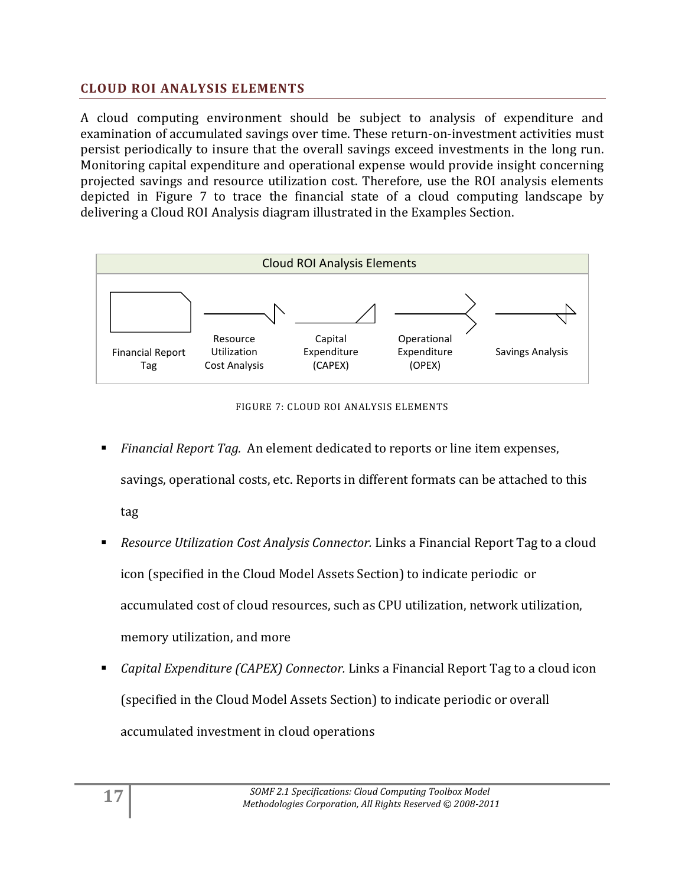## CLOUD ROI ANALYSIS ELEMENTS

A cloud computing environment should be subject to analysis of expenditure and examination of accumulated savings over time. These return-on-investment activities must persist periodically to insure that the overall savings exceed investments in the long run. Monitoring capital expenditure and operational expense would provide insight concerning projected savings and resource utilization cost. Therefore, use the ROI analysis elements depicted in Figure 7 to trace the financial state of a cloud computing landscape by delivering a Cloud ROI Analysis diagram illustrated in the Examples Section.

Cloud ROI Analysis Elements

Financial Report Tag | Resource Utilization Cost Analysis | Capital Expenditure (CAPEX) | Operational Expenditure (OPEX) | Savings Analysis

FIGURE 7: CLOUD ROI ANALYSIS ELEMENTS

- *Financial Report Tag.* An element dedicated to reports or line item expenses, savings, operational costs, etc. Reports in different formats can be attached to this tag
- *Resource Utilization Cost Analysis Connector.* Links a Financial Report Tag to a cloud icon (specified in the Cloud Model Assets Section) to indicate periodic or accumulated cost of cloud resources, such as CPU utilization, network utilization, memory utilization, and more
- *Capital Expenditure (CAPEX) Connector.* Links a Financial Report Tag to a cloud icon (specified in the Cloud Model Assets Section) to indicate periodic or overall accumulated investment in cloud operations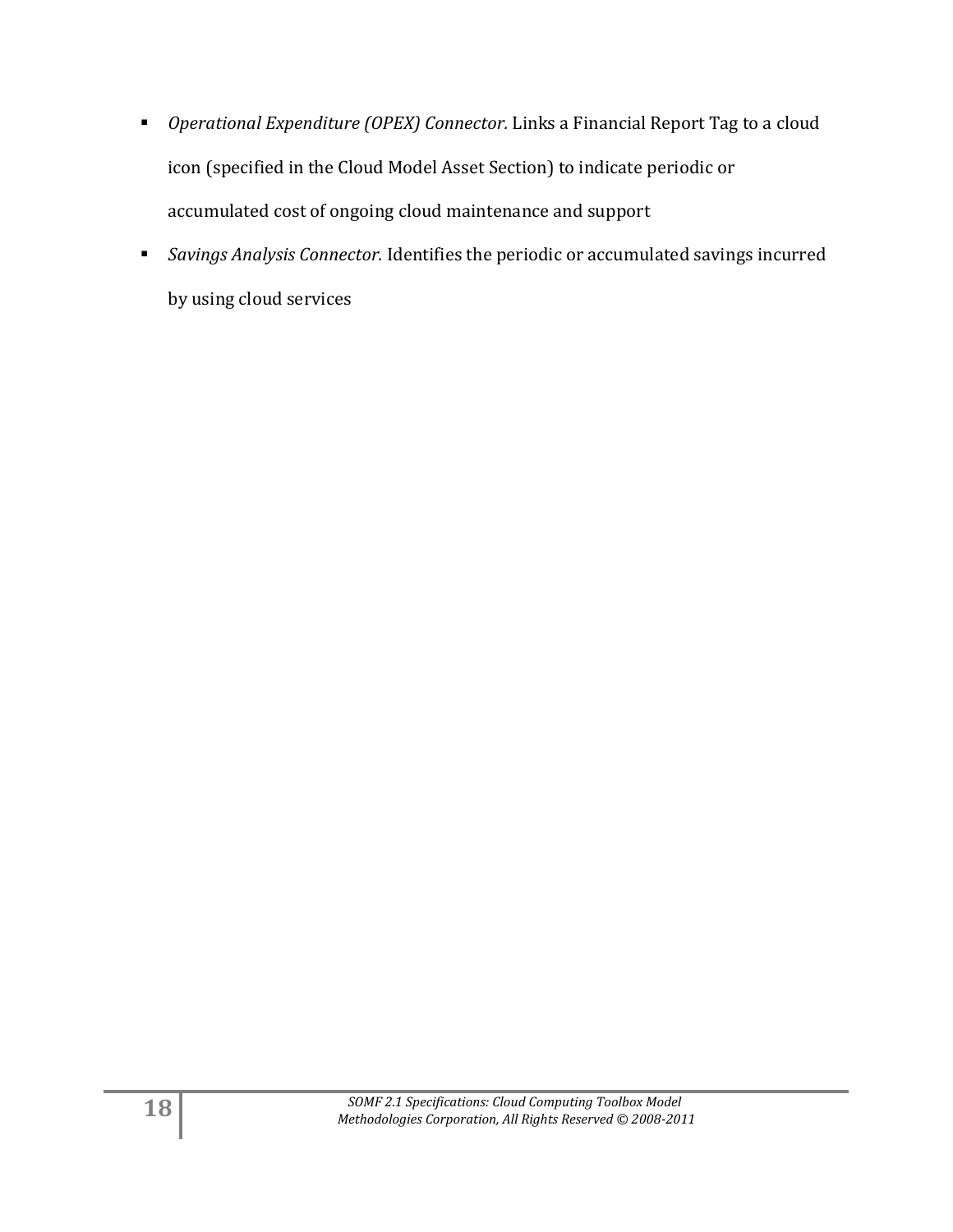- *Operational Expenditure (OPEX) Connector.* Links a Financial Report Tag to a cloud icon (specified in the Cloud Model Asset Section) to indicate periodic or accumulated cost of ongoing cloud maintenance and support
- *Savings Analysis Connector.* Identifies the periodic or accumulated savings incurred by using cloud services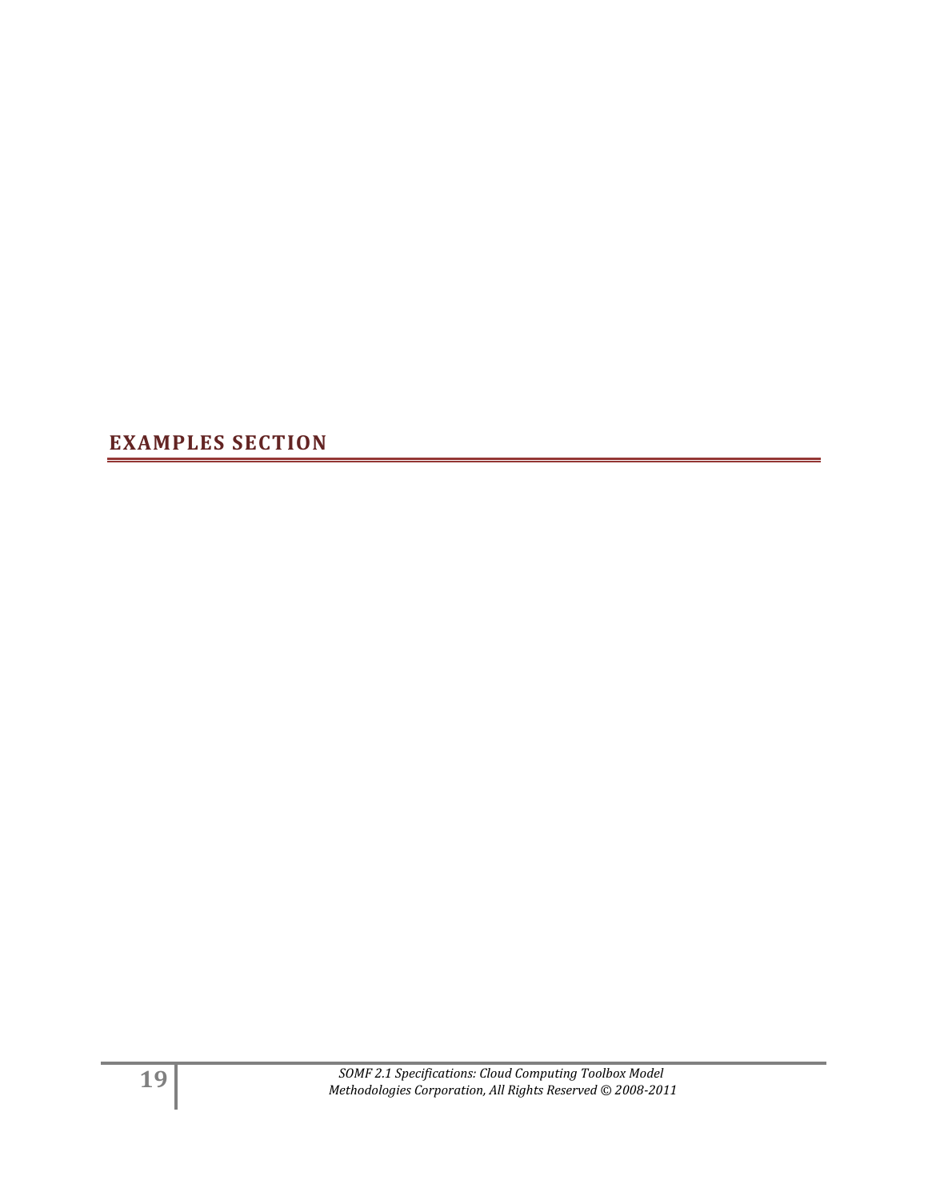# EXAMPLES SECTION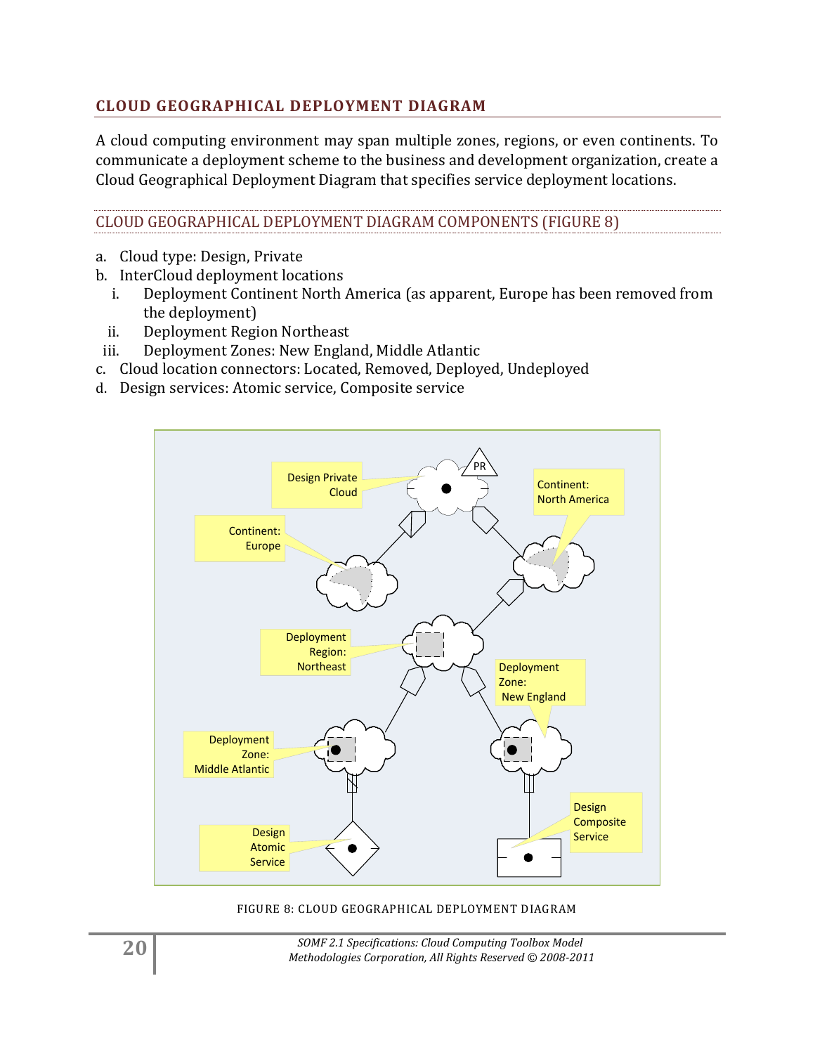## CLOUD GEOGRAPHICAL DEPLOYMENT DIAGRAM

A cloud computing environment may span multiple zones, regions, or even continents. To communicate a deployment scheme to the business and development organization, create a Cloud Geographical Deployment Diagram that specifies service deployment locations.

### CLOUD GEOGRAPHICAL DEPLOYMENT DIAGRAM COMPONENTS (FIGURE 8)

a. Cloud type: Design, Private
b. InterCloud deployment locations
   i. Deployment Continent North America (as apparent, Europe has been removed from the deployment)
   ii. Deployment Region Northeast
   iii. Deployment Zones: New England, Middle Atlantic
c. Cloud location connectors: Located, Removed, Deployed, Undeployed
d. Design services: Atomic service, Composite service

FIGURE 8: CLOUD GEOGRAPHICAL DEPLOYMENT DIAGRAM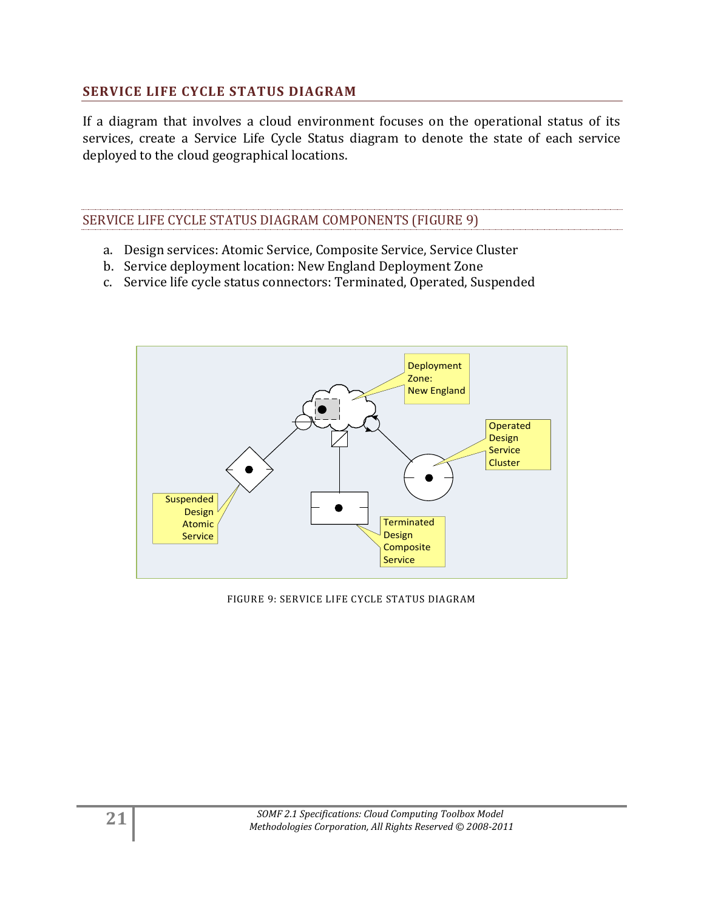## SERVICE LIFE CYCLE STATUS DIAGRAM

If a diagram that involves a cloud environment focuses on the operational status of its services, create a Service Life Cycle Status diagram to denote the state of each service deployed to the cloud geographical locations.

### SERVICE LIFE CYCLE STATUS DIAGRAM COMPONENTS (FIGURE 9)

a. Design services: Atomic Service, Composite Service, Service Cluster
b. Service deployment location: New England Deployment Zone
c. Service life cycle status connectors: Terminated, Operated, Suspended

FIGURE 9: SERVICE LIFE CYCLE STATUS DIAGRAM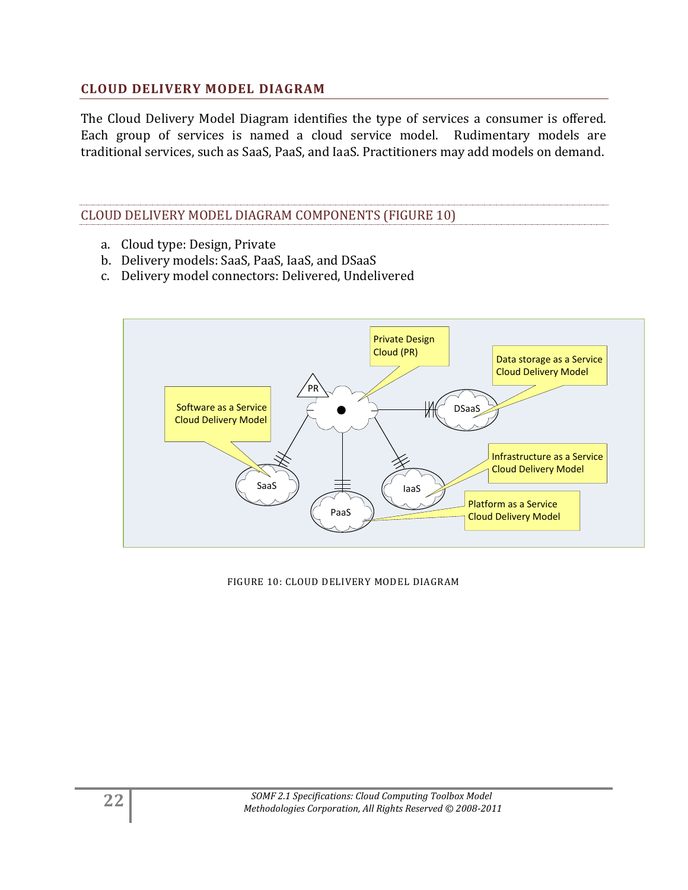## CLOUD DELIVERY MODEL DIAGRAM

The Cloud Delivery Model Diagram identifies the type of services a consumer is offered. Each group of services is named a cloud service model. Rudimentary models are traditional services, such as SaaS, PaaS, and IaaS. Practitioners may add models on demand.

### CLOUD DELIVERY MODEL DIAGRAM COMPONENTS (FIGURE 10)

a. Cloud type: Design, Private
b. Delivery models: SaaS, PaaS, IaaS, and DSaaS
c. Delivery model connectors: Delivered, Undelivered

FIGURE 10: CLOUD DELIVERY MODEL DIAGRAM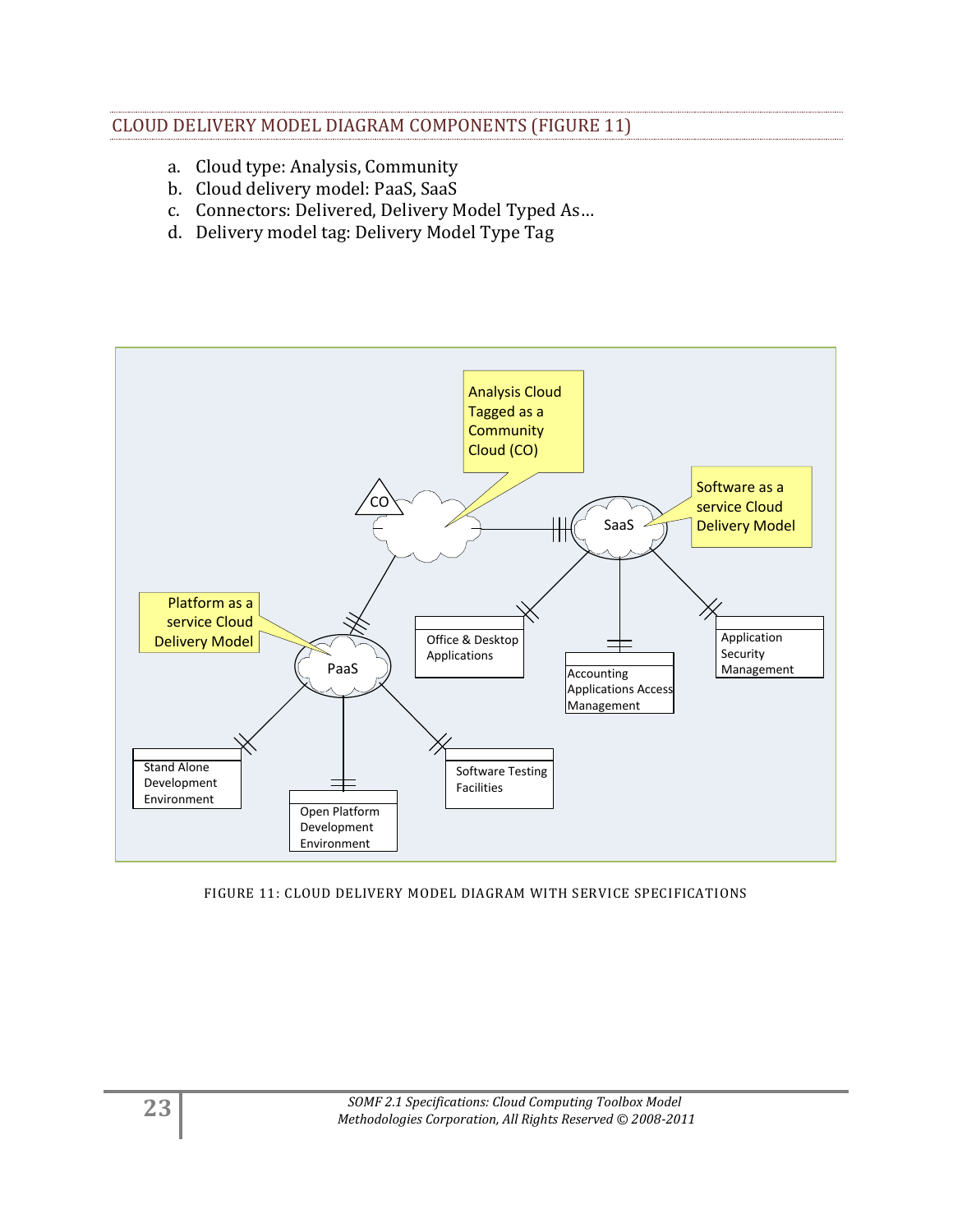## CLOUD DELIVERY MODEL DIAGRAM COMPONENTS (FIGURE 11)

a. Cloud type: Analysis, Community
b. Cloud delivery model: PaaS, SaaS
c. Connectors: Delivered, Delivery Model Typed As…
d. Delivery model tag: Delivery Model Type Tag

FIGURE 11: CLOUD DELIVERY MODEL DIAGRAM WITH SERVICE SPECIFICATIONS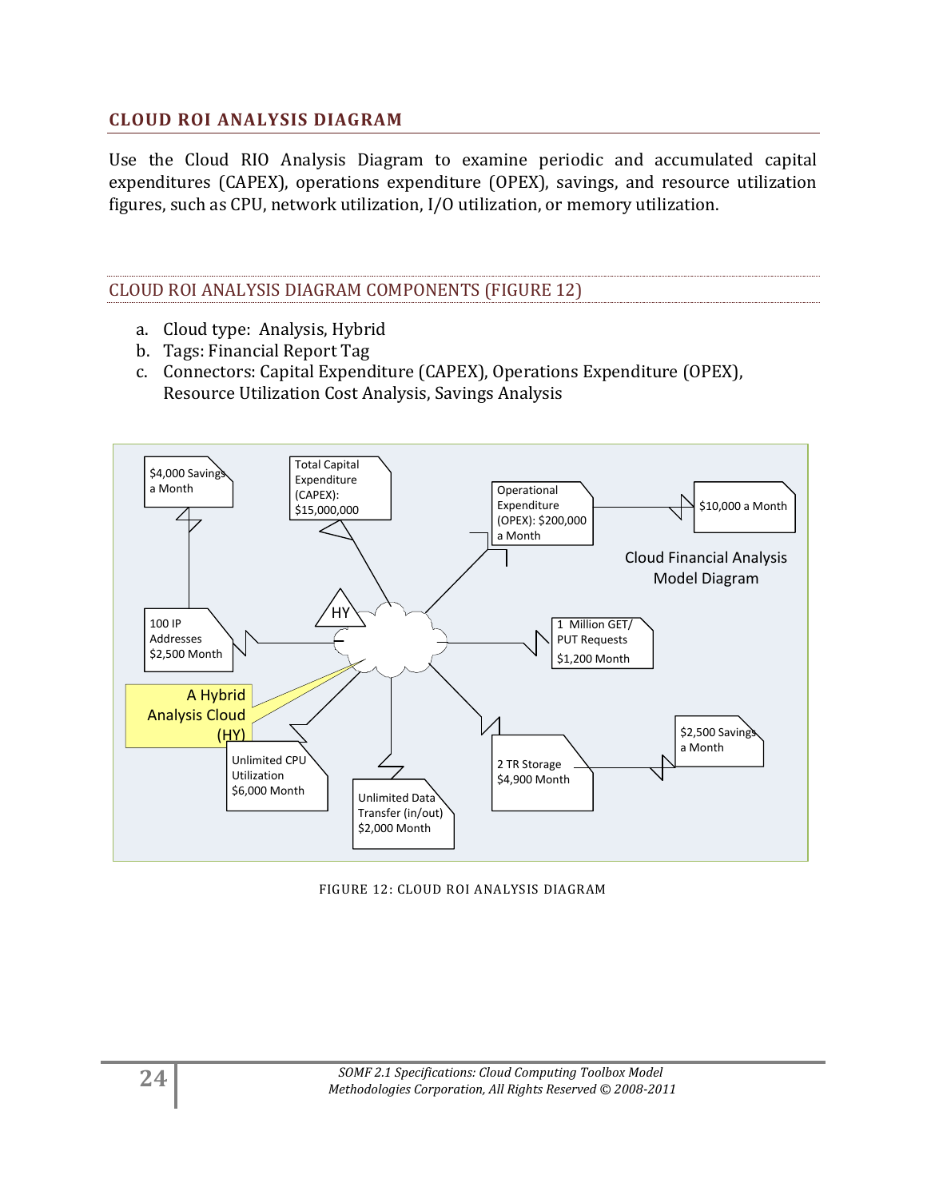## CLOUD ROI ANALYSIS DIAGRAM

Use the Cloud RIO Analysis Diagram to examine periodic and accumulated capital expenditures (CAPEX), operations expenditure (OPEX), savings, and resource utilization figures, such as CPU, network utilization, I/O utilization, or memory utilization.

### CLOUD ROI ANALYSIS DIAGRAM COMPONENTS (FIGURE 12)

a. Cloud type: Analysis, Hybrid
b. Tags: Financial Report Tag
c. Connectors: Capital Expenditure (CAPEX), Operations Expenditure (OPEX), Resource Utilization Cost Analysis, Savings Analysis

$4,000 Savings a Month

Total Capital Expenditure (CAPEX): $15,000,000

Operational Expenditure (OPEX): $200,000 a Month

$10,000 a Month

Cloud Financial Analysis Model Diagram

HY

100 IP Addresses $2,500 Month

1 Million GET/ PUT Requests $1,200 Month

A Hybrid Analysis Cloud (HY)

$2,500 Savings a Month

Unlimited CPU Utilization $6,000 Month

2 TR Storage $4,900 Month

Unlimited Data Transfer (in/out) $2,000 Month

FIGURE 12: CLOUD ROI ANALYSIS DIAGRAM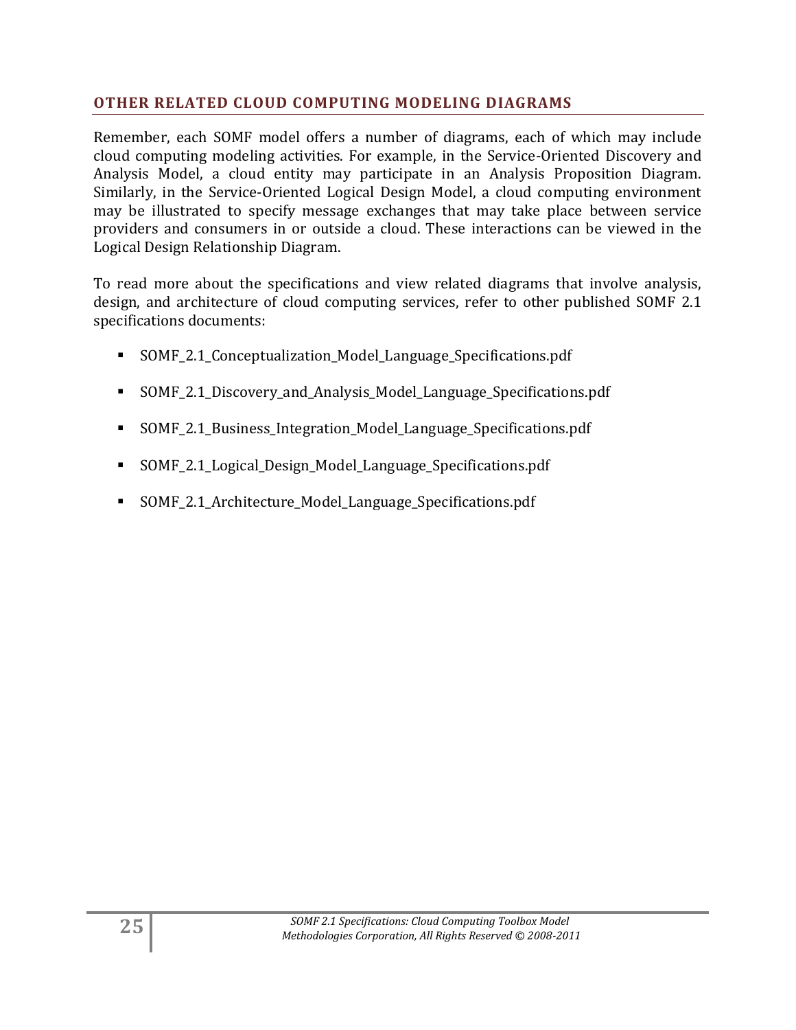## OTHER RELATED CLOUD COMPUTING MODELING DIAGRAMS

Remember, each SOMF model offers a number of diagrams, each of which may include cloud computing modeling activities. For example, in the Service-Oriented Discovery and Analysis Model, a cloud entity may participate in an Analysis Proposition Diagram. Similarly, in the Service-Oriented Logical Design Model, a cloud computing environment may be illustrated to specify message exchanges that may take place between service providers and consumers in or outside a cloud. These interactions can be viewed in the Logical Design Relationship Diagram.

To read more about the specifications and view related diagrams that involve analysis, design, and architecture of cloud computing services, refer to other published SOMF 2.1 specifications documents:

- SOMF_2.1_Conceptualization_Model_Language_Specifications.pdf
- SOMF_2.1_Discovery_and_Analysis_Model_Language_Specifications.pdf
- SOMF_2.1_Business_Integration_Model_Language_Specifications.pdf
- SOMF_2.1_Logical_Design_Model_Language_Specifications.pdf
- SOMF_2.1_Architecture_Model_Language_Specifications.pdf